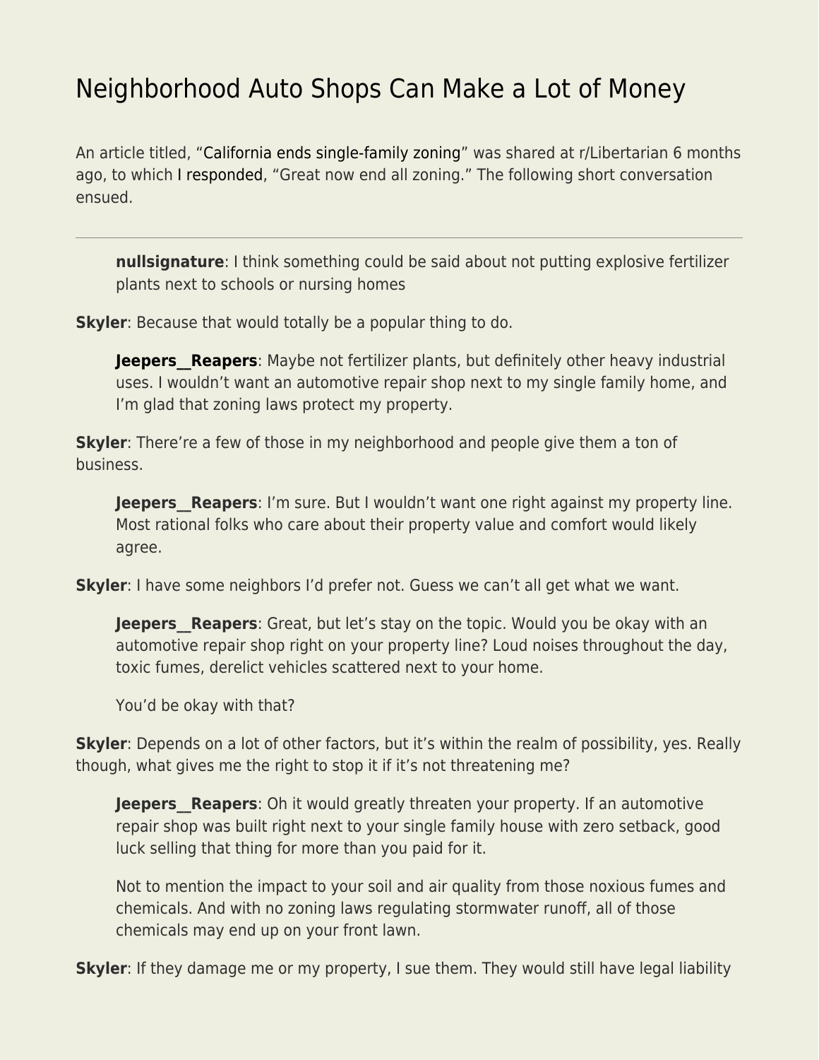# Neighborhood Auto Shops Can Make a Lot of Money

An article titled, "California ends single-family zoning" was shared at r/Libertarian 6 months ago, to which I responded, "Great now end all zoning." The following short conversation ensued.

---

> **nullsignature**: I think something could be said about not putting explosive fertilizer plants next to schools or nursing homes

**Skyler**: Because that would totally be a popular thing to do.

> **Jeepers__Reapers**: Maybe not fertilizer plants, but definitely other heavy industrial uses. I wouldn't want an automotive repair shop next to my single family home, and I'm glad that zoning laws protect my property.

**Skyler**: There're a few of those in my neighborhood and people give them a ton of business.

> **Jeepers__Reapers**: I'm sure. But I wouldn't want one right against my property line. Most rational folks who care about their property value and comfort would likely agree.

**Skyler**: I have some neighbors I'd prefer not. Guess we can't all get what we want.

> **Jeepers__Reapers**: Great, but let's stay on the topic. Would you be okay with an automotive repair shop right on your property line? Loud noises throughout the day, toxic fumes, derelict vehicles scattered next to your home.
>
> You'd be okay with that?

**Skyler**: Depends on a lot of other factors, but it's within the realm of possibility, yes. Really though, what gives me the right to stop it if it's not threatening me?

> **Jeepers__Reapers**: Oh it would greatly threaten your property. If an automotive repair shop was built right next to your single family house with zero setback, good luck selling that thing for more than you paid for it.
>
> Not to mention the impact to your soil and air quality from those noxious fumes and chemicals. And with no zoning laws regulating stormwater runoff, all of those chemicals may end up on your front lawn.

**Skyler**: If they damage me or my property, I sue them. They would still have legal liability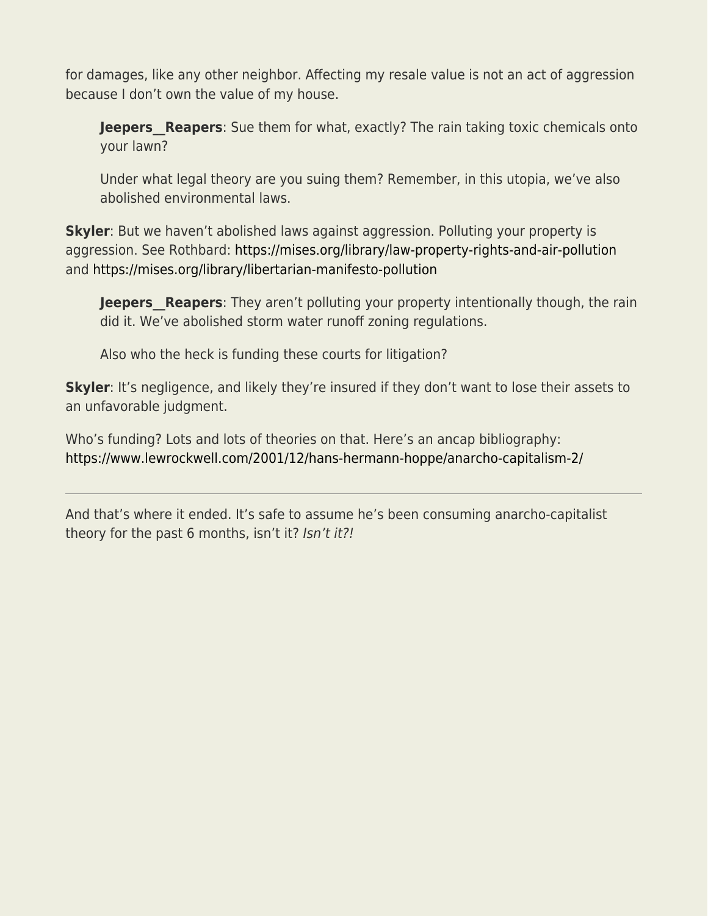for damages, like any other neighbor. Affecting my resale value is not an act of aggression because I don't own the value of my house.

> **Jeepers__Reapers**: Sue them for what, exactly? The rain taking toxic chemicals onto your lawn?
>
> Under what legal theory are you suing them? Remember, in this utopia, we've also abolished environmental laws.

**Skyler**: But we haven't abolished laws against aggression. Polluting your property is aggression. See Rothbard: https://mises.org/library/law-property-rights-and-air-pollution and https://mises.org/library/libertarian-manifesto-pollution

> **Jeepers__Reapers**: They aren't polluting your property intentionally though, the rain did it. We've abolished storm water runoff zoning regulations.
>
> Also who the heck is funding these courts for litigation?

**Skyler**: It's negligence, and likely they're insured if they don't want to lose their assets to an unfavorable judgment.

Who's funding? Lots and lots of theories on that. Here's an ancap bibliography: https://www.lewrockwell.com/2001/12/hans-hermann-hoppe/anarcho-capitalism-2/

---

And that's where it ended. It's safe to assume he's been consuming anarcho-capitalist theory for the past 6 months, isn't it? *Isn't it?!*